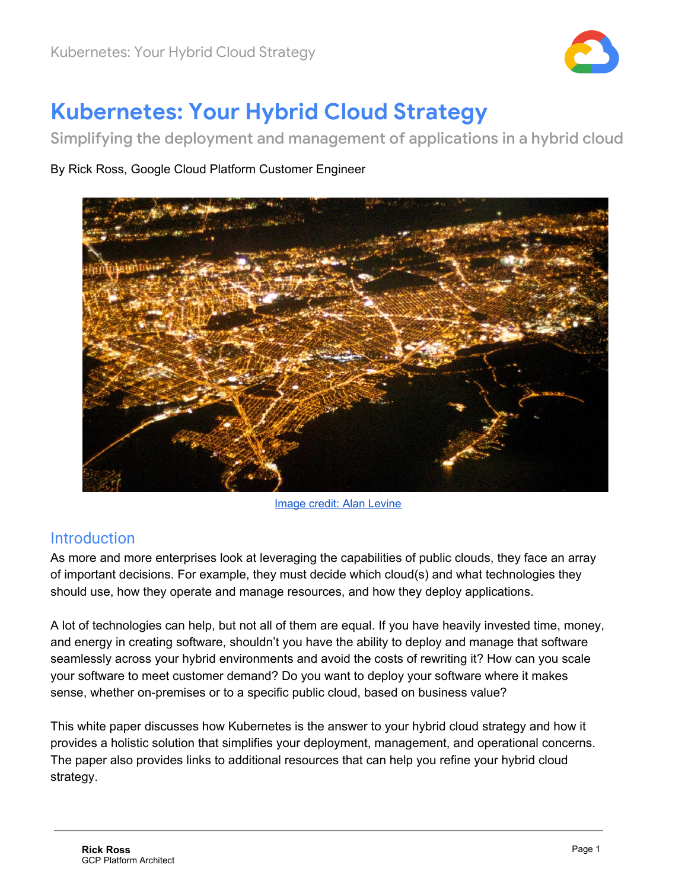# Kubernetes: Your Hybrid Cloud Strategy

## Simplifying the deployment and management of applications in a hybrid cloud

By Rick Ross, Google Cloud Platform Customer Engineer

Image credit: Alan Levine

## Introduction

As more and more enterprises look at leveraging the capabilities of public clouds, they face an array of important decisions. For example, they must decide which cloud(s) and what technologies they should use, how they operate and manage resources, and how they deploy applications.

A lot of technologies can help, but not all of them are equal. If you have heavily invested time, money, and energy in creating software, shouldn't you have the ability to deploy and manage that software seamlessly across your hybrid environments and avoid the costs of rewriting it? How can you scale your software to meet customer demand? Do you want to deploy your software where it makes sense, whether on-premises or to a specific public cloud, based on business value?

This white paper discusses how Kubernetes is the answer to your hybrid cloud strategy and how it provides a holistic solution that simplifies your deployment, management, and operational concerns. The paper also provides links to additional resources that can help you refine your hybrid cloud strategy.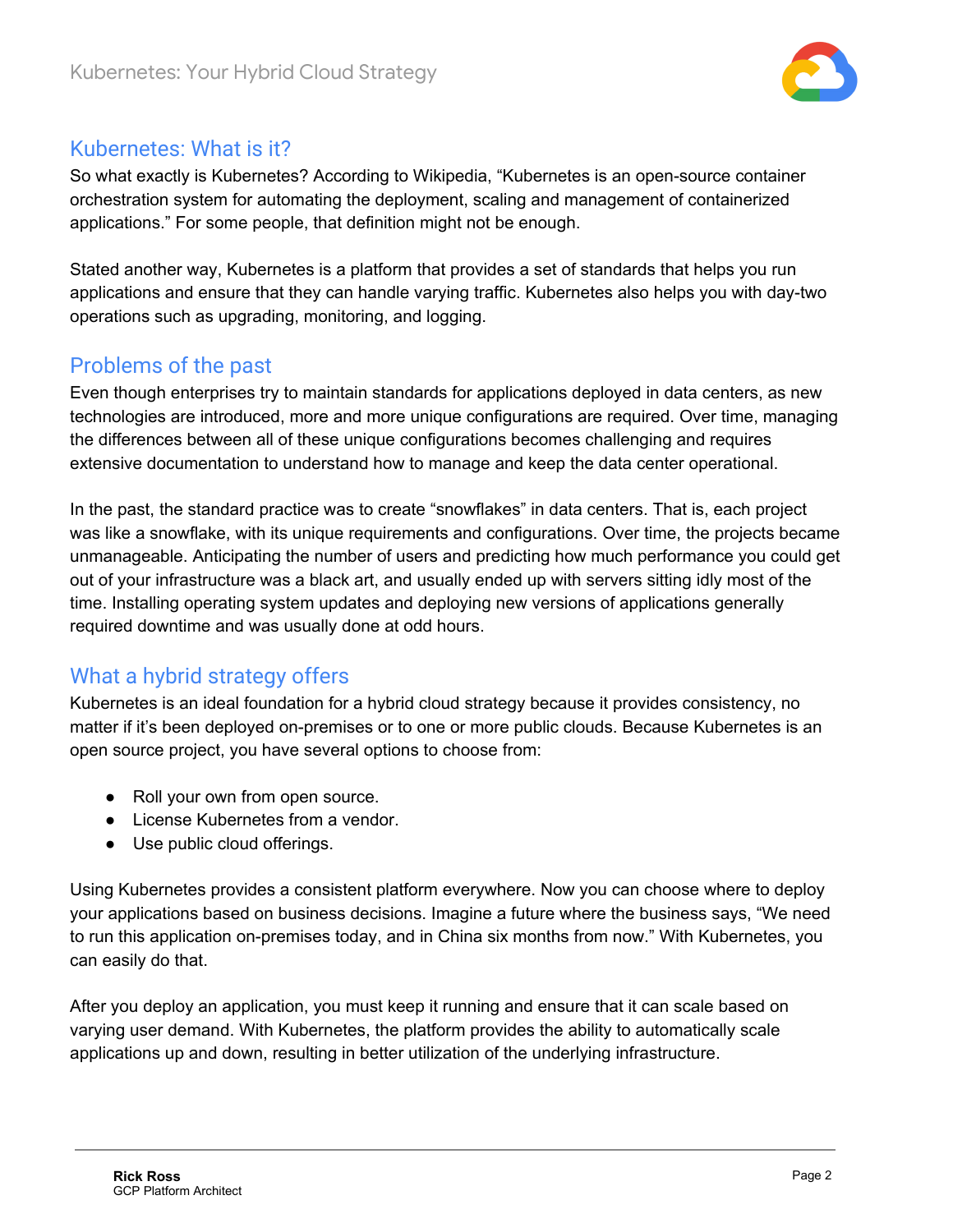## Kubernetes: What is it?

So what exactly is Kubernetes? According to Wikipedia, “Kubernetes is an open-source container orchestration system for automating the deployment, scaling and management of containerized applications.” For some people, that definition might not be enough.

Stated another way, Kubernetes is a platform that provides a set of standards that helps you run applications and ensure that they can handle varying traffic. Kubernetes also helps you with day-two operations such as upgrading, monitoring, and logging.

## Problems of the past

Even though enterprises try to maintain standards for applications deployed in data centers, as new technologies are introduced, more and more unique configurations are required. Over time, managing the differences between all of these unique configurations becomes challenging and requires extensive documentation to understand how to manage and keep the data center operational.

In the past, the standard practice was to create “snowflakes” in data centers. That is, each project was like a snowflake, with its unique requirements and configurations. Over time, the projects became unmanageable. Anticipating the number of users and predicting how much performance you could get out of your infrastructure was a black art, and usually ended up with servers sitting idly most of the time. Installing operating system updates and deploying new versions of applications generally required downtime and was usually done at odd hours.

## What a hybrid strategy offers

Kubernetes is an ideal foundation for a hybrid cloud strategy because it provides consistency, no matter if it’s been deployed on-premises or to one or more public clouds. Because Kubernetes is an open source project, you have several options to choose from:

- Roll your own from open source.
- License Kubernetes from a vendor.
- Use public cloud offerings.

Using Kubernetes provides a consistent platform everywhere. Now you can choose where to deploy your applications based on business decisions. Imagine a future where the business says, “We need to run this application on-premises today, and in China six months from now.” With Kubernetes, you can easily do that.

After you deploy an application, you must keep it running and ensure that it can scale based on varying user demand. With Kubernetes, the platform provides the ability to automatically scale applications up and down, resulting in better utilization of the underlying infrastructure.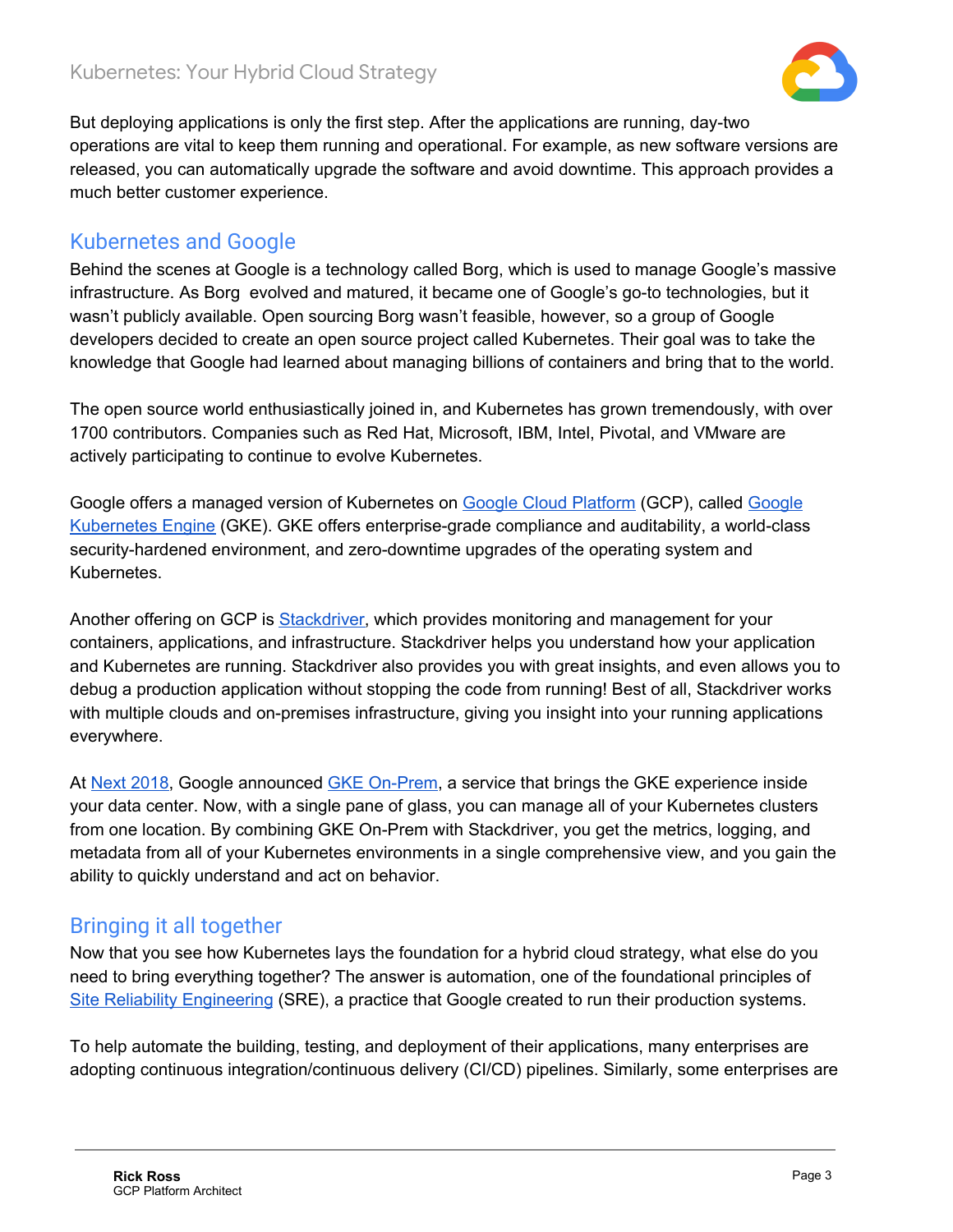But deploying applications is only the first step. After the applications are running, day-two operations are vital to keep them running and operational. For example, as new software versions are released, you can automatically upgrade the software and avoid downtime. This approach provides a much better customer experience.

## Kubernetes and Google

Behind the scenes at Google is a technology called Borg, which is used to manage Google's massive infrastructure. As Borg evolved and matured, it became one of Google's go-to technologies, but it wasn't publicly available. Open sourcing Borg wasn't feasible, however, so a group of Google developers decided to create an open source project called Kubernetes. Their goal was to take the knowledge that Google had learned about managing billions of containers and bring that to the world.

The open source world enthusiastically joined in, and Kubernetes has grown tremendously, with over 1700 contributors. Companies such as Red Hat, Microsoft, IBM, Intel, Pivotal, and VMware are actively participating to continue to evolve Kubernetes.

Google offers a managed version of Kubernetes on Google Cloud Platform (GCP), called Google Kubernetes Engine (GKE). GKE offers enterprise-grade compliance and auditability, a world-class security-hardened environment, and zero-downtime upgrades of the operating system and Kubernetes.

Another offering on GCP is Stackdriver, which provides monitoring and management for your containers, applications, and infrastructure. Stackdriver helps you understand how your application and Kubernetes are running. Stackdriver also provides you with great insights, and even allows you to debug a production application without stopping the code from running! Best of all, Stackdriver works with multiple clouds and on-premises infrastructure, giving you insight into your running applications everywhere.

At Next 2018, Google announced GKE On-Prem, a service that brings the GKE experience inside your data center. Now, with a single pane of glass, you can manage all of your Kubernetes clusters from one location. By combining GKE On-Prem with Stackdriver, you get the metrics, logging, and metadata from all of your Kubernetes environments in a single comprehensive view, and you gain the ability to quickly understand and act on behavior.

## Bringing it all together

Now that you see how Kubernetes lays the foundation for a hybrid cloud strategy, what else do you need to bring everything together? The answer is automation, one of the foundational principles of Site Reliability Engineering (SRE), a practice that Google created to run their production systems.

To help automate the building, testing, and deployment of their applications, many enterprises are adopting continuous integration/continuous delivery (CI/CD) pipelines. Similarly, some enterprises are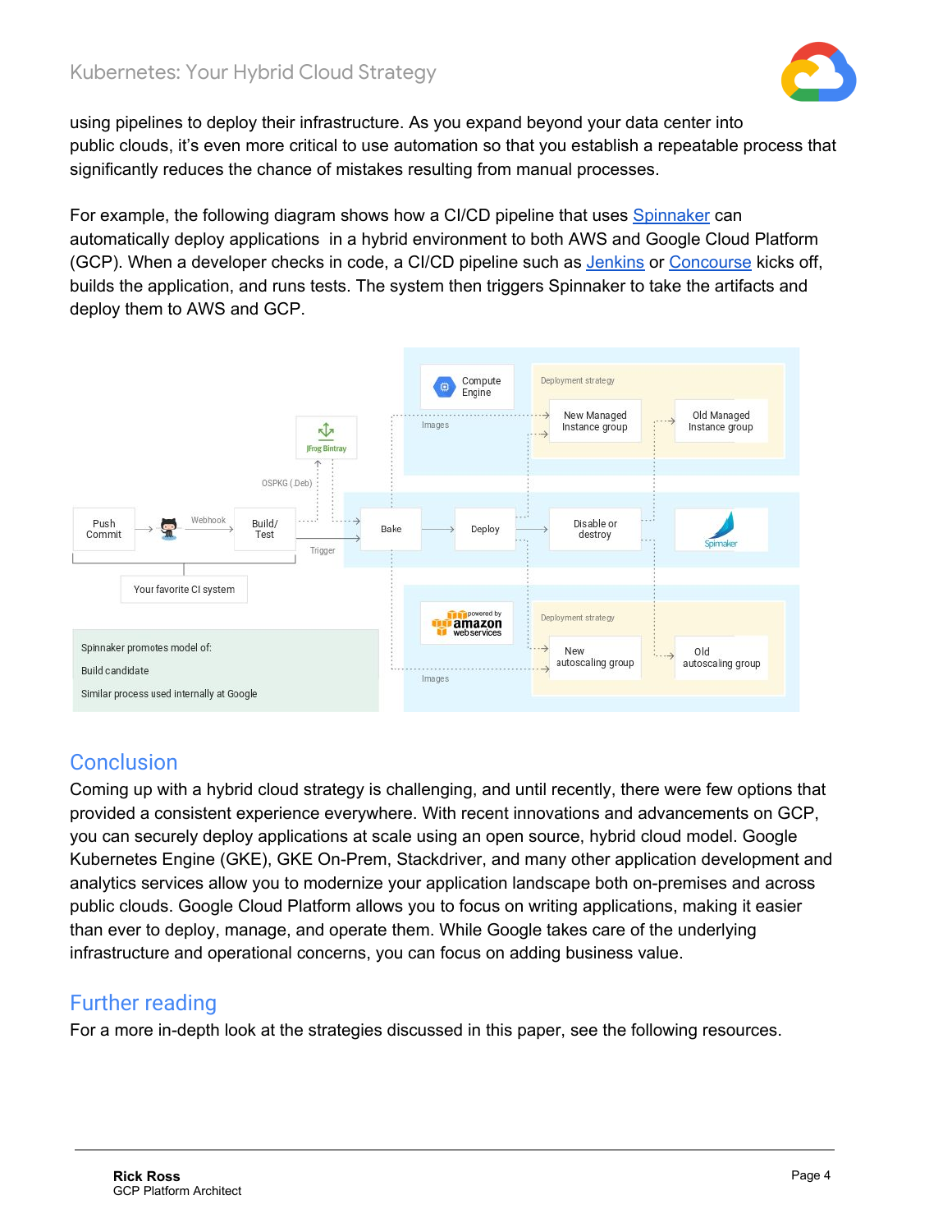using pipelines to deploy their infrastructure. As you expand beyond your data center into public clouds, it's even more critical to use automation so that you establish a repeatable process that significantly reduces the chance of mistakes resulting from manual processes.

For example, the following diagram shows how a CI/CD pipeline that uses Spinnaker can automatically deploy applications in a hybrid environment to both AWS and Google Cloud Platform (GCP). When a developer checks in code, a CI/CD pipeline such as Jenkins or Concourse kicks off, builds the application, and runs tests. The system then triggers Spinnaker to take the artifacts and deploy them to AWS and GCP.

Compute Engine
Images
Deployment strategy
New Managed Instance group
Old Managed Instance group
JFrog Bintray
OSPKG (.Deb)
Push Commit
Webhook
Build/ Test
Trigger
Bake
Deploy
Disable or destroy
Spinnaker
Your favorite CI system
powered by amazon web services
Deployment strategy
New autoscaling group
Old autoscaling group
Images
Spinnaker promotes model of:
Build candidate
Similar process used internally at Google

## Conclusion

Coming up with a hybrid cloud strategy is challenging, and until recently, there were few options that provided a consistent experience everywhere. With recent innovations and advancements on GCP, you can securely deploy applications at scale using an open source, hybrid cloud model. Google Kubernetes Engine (GKE), GKE On-Prem, Stackdriver, and many other application development and analytics services allow you to modernize your application landscape both on-premises and across public clouds. Google Cloud Platform allows you to focus on writing applications, making it easier than ever to deploy, manage, and operate them. While Google takes care of the underlying infrastructure and operational concerns, you can focus on adding business value.

## Further reading

For a more in-depth look at the strategies discussed in this paper, see the following resources.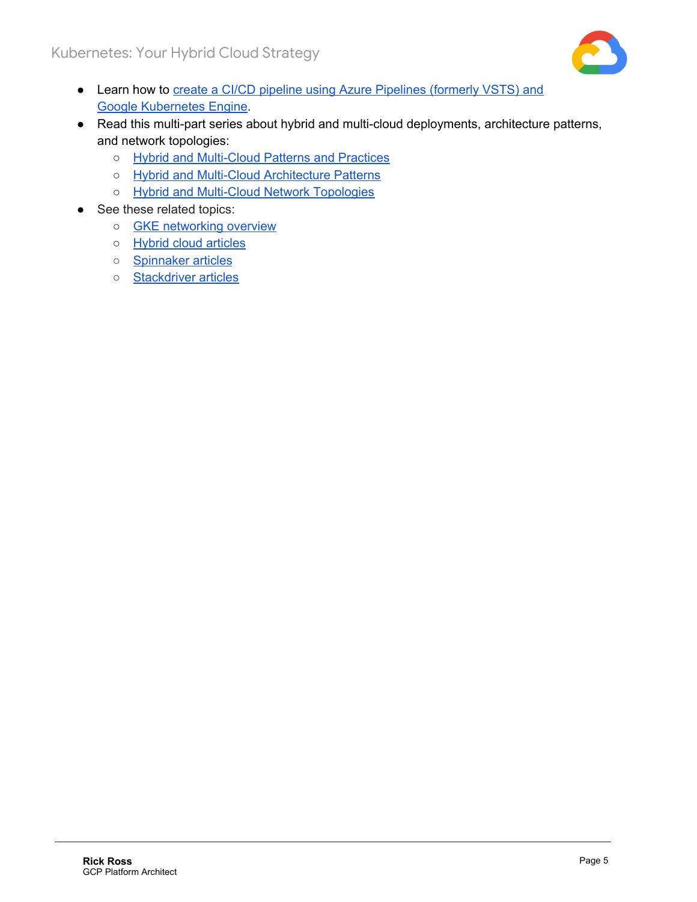- Learn how to create a CI/CD pipeline using Azure Pipelines (formerly VSTS) and Google Kubernetes Engine.
- Read this multi-part series about hybrid and multi-cloud deployments, architecture patterns, and network topologies:
  - Hybrid and Multi-Cloud Patterns and Practices
  - Hybrid and Multi-Cloud Architecture Patterns
  - Hybrid and Multi-Cloud Network Topologies
- See these related topics:
  - GKE networking overview
  - Hybrid cloud articles
  - Spinnaker articles
  - Stackdriver articles